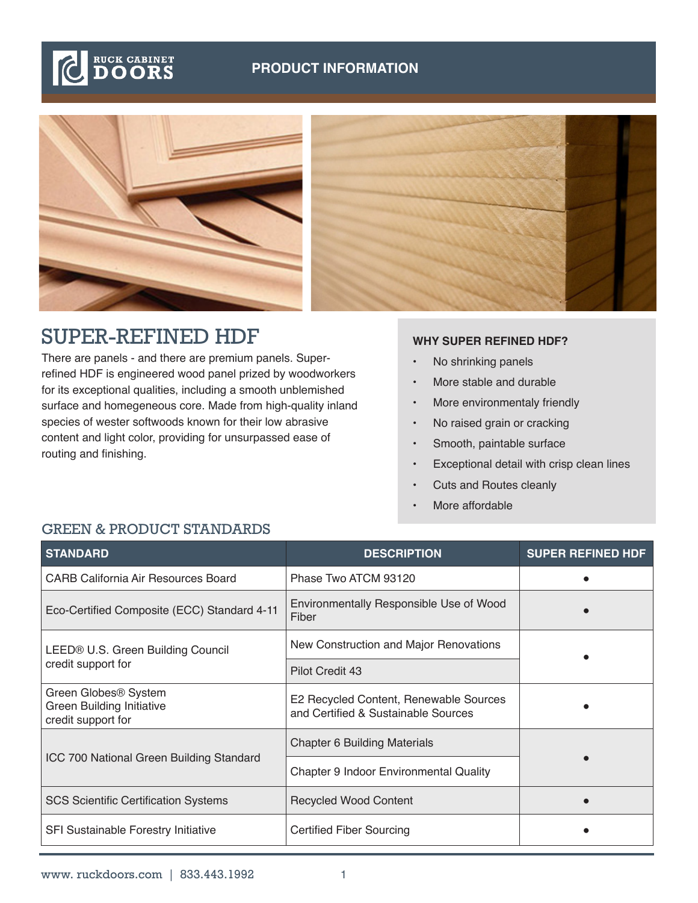RUCK CABINET DOORS

**PRODUCT INFORMATION**

# SUPER-REFINED HDF

There are panels - and there are premium panels. Super-refined HDF is engineered wood panel prized by woodworkers for its exceptional qualities, including a smooth unblemished surface and homegeneous core. Made from high-quality inland species of wester softwoods known for their low abrasive content and light color, providing for unsurpassed ease of routing and finishing.

**WHY SUPER REFINED HDF?**

- No shrinking panels
- More stable and durable
- More environmentaly friendly
- No raised grain or cracking
- Smooth, paintable surface
- Exceptional detail with crisp clean lines
- Cuts and Routes cleanly
- More affordable

## GREEN & PRODUCT STANDARDS

| STANDARD | DESCRIPTION | SUPER REFINED HDF |
|---|---|---|
| CARB California Air Resources Board | Phase Two ATCM 93120 | ● |
| Eco-Certified Composite (ECC) Standard 4-11 | Environmentally Responsible Use of Wood Fiber | ● |
| LEED® U.S. Green Building Council credit support for | New Construction and Major Renovations | ● |
| | Pilot Credit 43 | |
| Green Globes® System Green Building Initiative credit support for | E2 Recycled Content, Renewable Sources and Certified & Sustainable Sources | ● |
| ICC 700 National Green Building Standard | Chapter 6 Building Materials | ● |
| | Chapter 9 Indoor Environmental Quality | |
| SCS Scientific Certification Systems | Recycled Wood Content | ● |
| SFI Sustainable Forestry Initiative | Certified Fiber Sourcing | ● |

www. ruckdoors.com | 833.443.1992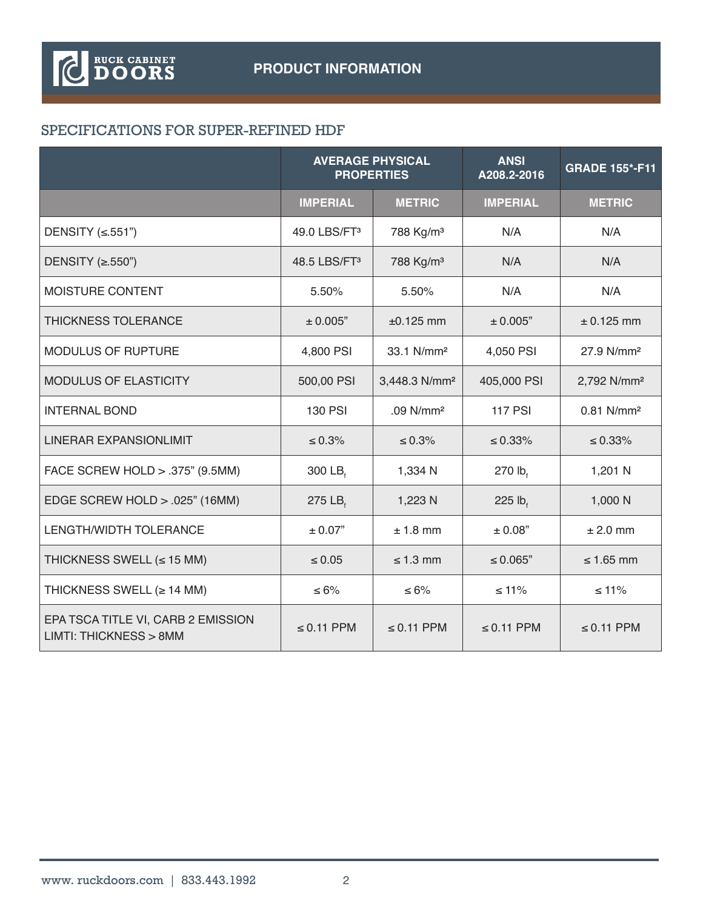## SPECIFICATIONS FOR SUPER-REFINED HDF

| | AVERAGE PHYSICAL PROPERTIES | | ANSI A208.2-2016 | GRADE 155*-F11 |
|---|---|---|---|---|
| | IMPERIAL | METRIC | IMPERIAL | METRIC |
| DENSITY (≤.551") | 49.0 LBS/FT³ | 788 Kg/m³ | N/A | N/A |
| DENSITY (≥.550") | 48.5 LBS/FT³ | 788 Kg/m³ | N/A | N/A |
| MOISTURE CONTENT | 5.50% | 5.50% | N/A | N/A |
| THICKNESS TOLERANCE | ± 0.005" | ±0.125 mm | ± 0.005" | ± 0.125 mm |
| MODULUS OF RUPTURE | 4,800 PSI | 33.1 N/mm² | 4,050 PSI | 27.9 N/mm² |
| MODULUS OF ELASTICITY | 500,00 PSI | 3,448.3 N/mm² | 405,000 PSI | 2,792 N/mm² |
| INTERNAL BOND | 130 PSI | .09 N/mm² | 117 PSI | 0.81 N/mm² |
| LINERAR EXPANSIONLIMIT | ≤ 0.3% | ≤ 0.3% | ≤ 0.33% | ≤ 0.33% |
| FACE SCREW HOLD > .375" (9.5MM) | 300 $LB_f$ | 1,334 N | 270 $lb_f$ | 1,201 N |
| EDGE SCREW HOLD > .025" (16MM) | 275 $LB_f$ | 1,223 N | 225 $lb_f$ | 1,000 N |
| LENGTH/WIDTH TOLERANCE | ± 0.07" | ± 1.8 mm | ± 0.08" | ± 2.0 mm |
| THICKNESS SWELL (≤ 15 MM) | ≤ 0.05 | ≤ 1.3 mm | ≤ 0.065" | ≤ 1.65 mm |
| THICKNESS SWELL (≥ 14 MM) | ≤ 6% | ≤ 6% | ≤ 11% | ≤ 11% |
| EPA TSCA TITLE VI, CARB 2 EMISSION LIMTI: THICKNESS > 8MM | ≤ 0.11 PPM | ≤ 0.11 PPM | ≤ 0.11 PPM | ≤ 0.11 PPM |